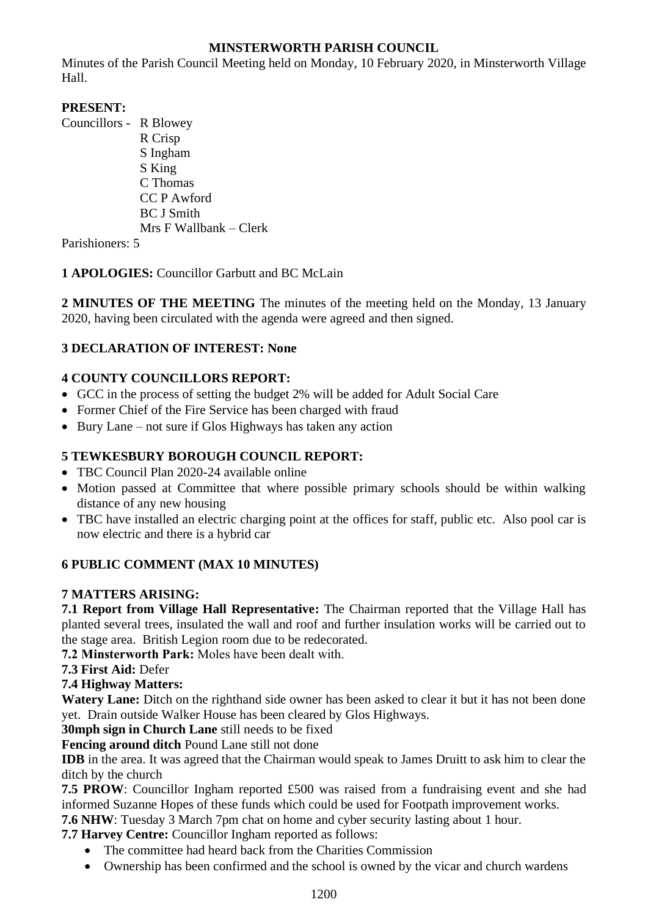# MINSTERWORTH PARISH COUNCIL

Minutes of the Parish Council Meeting held on Monday, 10 February 2020, in Minsterworth Village Hall.

**PRESENT:**

Councillors - R Blowey
R Crisp
S Ingham
S King
C Thomas
CC P Awford
BC J Smith
Mrs F Wallbank – Clerk

Parishioners: 5

**1 APOLOGIES:** Councillor Garbutt and BC McLain

**2 MINUTES OF THE MEETING** The minutes of the meeting held on the Monday, 13 January 2020, having been circulated with the agenda were agreed and then signed.

**3 DECLARATION OF INTEREST: None**

**4 COUNTY COUNCILLORS REPORT:**

- GCC in the process of setting the budget 2% will be added for Adult Social Care
- Former Chief of the Fire Service has been charged with fraud
- Bury Lane – not sure if Glos Highways has taken any action

**5 TEWKESBURY BOROUGH COUNCIL REPORT:**

- TBC Council Plan 2020-24 available online
- Motion passed at Committee that where possible primary schools should be within walking distance of any new housing
- TBC have installed an electric charging point at the offices for staff, public etc. Also pool car is now electric and there is a hybrid car

**6 PUBLIC COMMENT (MAX 10 MINUTES)**

**7 MATTERS ARISING:**

**7.1 Report from Village Hall Representative:** The Chairman reported that the Village Hall has planted several trees, insulated the wall and roof and further insulation works will be carried out to the stage area. British Legion room due to be redecorated.

**7.2 Minsterworth Park:** Moles have been dealt with.

**7.3 First Aid:** Defer

**7.4 Highway Matters:**

**Watery Lane:** Ditch on the righthand side owner has been asked to clear it but it has not been done yet. Drain outside Walker House has been cleared by Glos Highways.

**30mph sign in Church Lane** still needs to be fixed

**Fencing around ditch** Pound Lane still not done

**IDB** in the area. It was agreed that the Chairman would speak to James Druitt to ask him to clear the ditch by the church

**7.5 PROW**: Councillor Ingham reported £500 was raised from a fundraising event and she had informed Suzanne Hopes of these funds which could be used for Footpath improvement works.

**7.6 NHW**: Tuesday 3 March 7pm chat on home and cyber security lasting about 1 hour.

**7.7 Harvey Centre:** Councillor Ingham reported as follows:

- The committee had heard back from the Charities Commission
- Ownership has been confirmed and the school is owned by the vicar and church wardens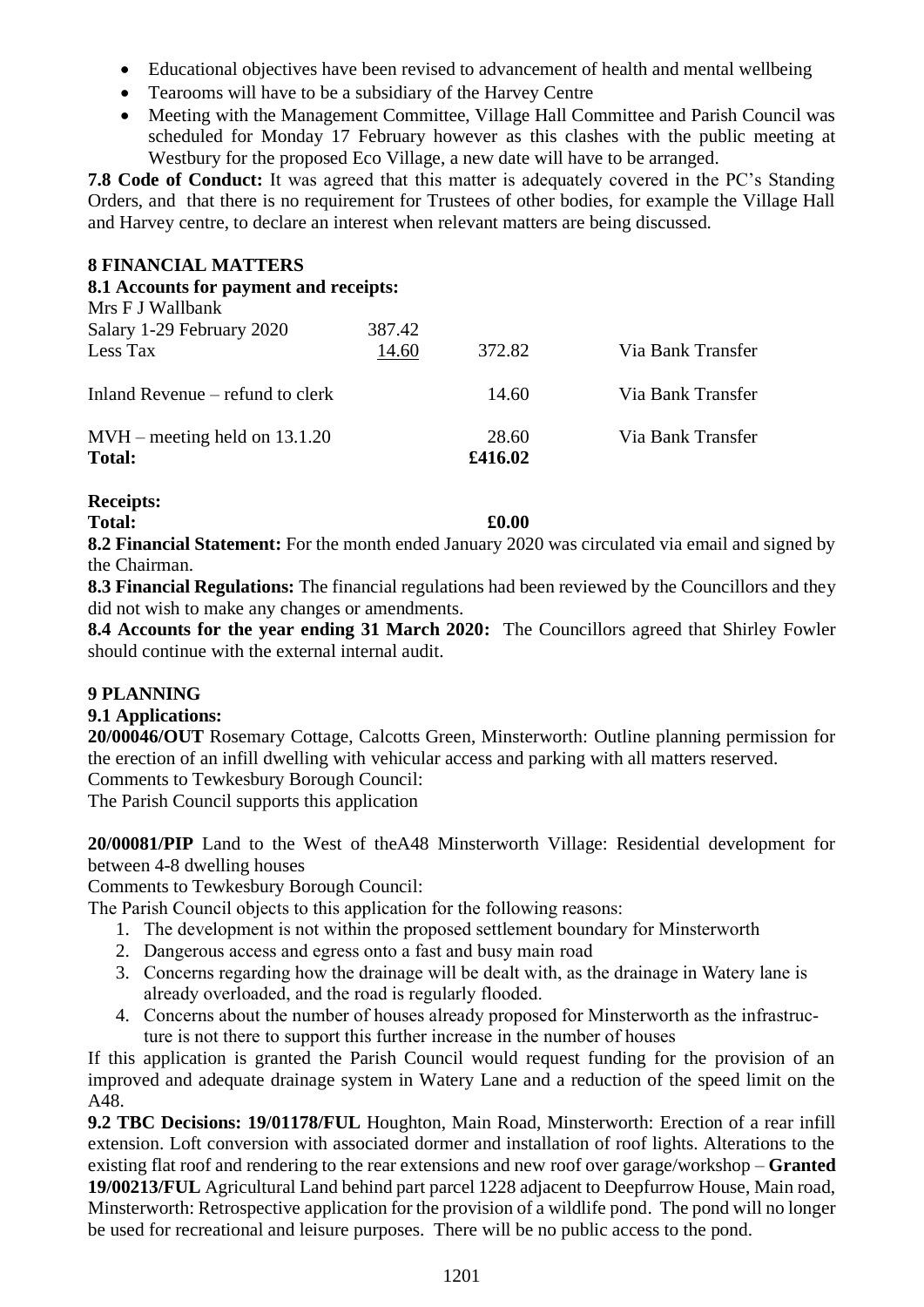- Educational objectives have been revised to advancement of health and mental wellbeing
- Tearooms will have to be a subsidiary of the Harvey Centre
- Meeting with the Management Committee, Village Hall Committee and Parish Council was scheduled for Monday 17 February however as this clashes with the public meeting at Westbury for the proposed Eco Village, a new date will have to be arranged.

**7.8 Code of Conduct:** It was agreed that this matter is adequately covered in the PC's Standing Orders, and that there is no requirement for Trustees of other bodies, for example the Village Hall and Harvey centre, to declare an interest when relevant matters are being discussed.

## 8 FINANCIAL MATTERS

### 8.1 Accounts for payment and receipts:

| | | | |
|---|---|---|---|
| Mrs F J Wallbank | | | |
| Salary 1-29 February 2020 | 387.42 | | |
| Less Tax | 14.60 | 372.82 | Via Bank Transfer |
| Inland Revenue – refund to clerk | | 14.60 | Via Bank Transfer |
| MVH – meeting held on 13.1.20 | | 28.60 | Via Bank Transfer |
| **Total:** | | **£416.02** | |

**Receipts:**

**Total: £0.00**

**8.2 Financial Statement:** For the month ended January 2020 was circulated via email and signed by the Chairman.

**8.3 Financial Regulations:** The financial regulations had been reviewed by the Councillors and they did not wish to make any changes or amendments.

**8.4 Accounts for the year ending 31 March 2020:** The Councillors agreed that Shirley Fowler should continue with the external internal audit.

## 9 PLANNING

### 9.1 Applications:

**20/00046/OUT** Rosemary Cottage, Calcotts Green, Minsterworth: Outline planning permission for the erection of an infill dwelling with vehicular access and parking with all matters reserved.

Comments to Tewkesbury Borough Council:

The Parish Council supports this application

**20/00081/PIP** Land to the West of theA48 Minsterworth Village: Residential development for between 4-8 dwelling houses

Comments to Tewkesbury Borough Council:

The Parish Council objects to this application for the following reasons:

1. The development is not within the proposed settlement boundary for Minsterworth
2. Dangerous access and egress onto a fast and busy main road
3. Concerns regarding how the drainage will be dealt with, as the drainage in Watery lane is already overloaded, and the road is regularly flooded.
4. Concerns about the number of houses already proposed for Minsterworth as the infrastructure is not there to support this further increase in the number of houses

If this application is granted the Parish Council would request funding for the provision of an improved and adequate drainage system in Watery Lane and a reduction of the speed limit on the A48.

**9.2 TBC Decisions: 19/01178/FUL** Houghton, Main Road, Minsterworth: Erection of a rear infill extension. Loft conversion with associated dormer and installation of roof lights. Alterations to the existing flat roof and rendering to the rear extensions and new roof over garage/workshop – **Granted**

**19/00213/FUL** Agricultural Land behind part parcel 1228 adjacent to Deepfurrow House, Main road, Minsterworth: Retrospective application for the provision of a wildlife pond. The pond will no longer be used for recreational and leisure purposes. There will be no public access to the pond.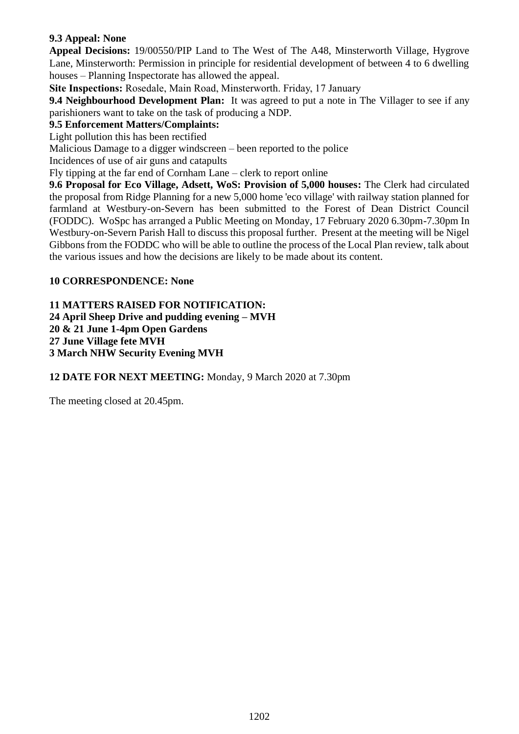**9.3 Appeal: None**

**Appeal Decisions:** 19/00550/PIP Land to The West of The A48, Minsterworth Village, Hygrove Lane, Minsterworth: Permission in principle for residential development of between 4 to 6 dwelling houses – Planning Inspectorate has allowed the appeal.

**Site Inspections:** Rosedale, Main Road, Minsterworth. Friday, 17 January

**9.4 Neighbourhood Development Plan:** It was agreed to put a note in The Villager to see if any parishioners want to take on the task of producing a NDP.

**9.5 Enforcement Matters/Complaints:**

Light pollution this has been rectified

Malicious Damage to a digger windscreen – been reported to the police

Incidences of use of air guns and catapults

Fly tipping at the far end of Cornham Lane – clerk to report online

**9.6 Proposal for Eco Village, Adsett, WoS: Provision of 5,000 houses:** The Clerk had circulated the proposal from Ridge Planning for a new 5,000 home 'eco village' with railway station planned for farmland at Westbury-on-Severn has been submitted to the Forest of Dean District Council (FODDC). WoSpc has arranged a Public Meeting on Monday, 17 February 2020 6.30pm-7.30pm In Westbury-on-Severn Parish Hall to discuss this proposal further. Present at the meeting will be Nigel Gibbons from the FODDC who will be able to outline the process of the Local Plan review, talk about the various issues and how the decisions are likely to be made about its content.

**10 CORRESPONDENCE: None**

**11 MATTERS RAISED FOR NOTIFICATION:**
**24 April Sheep Drive and pudding evening – MVH**
**20 & 21 June 1-4pm Open Gardens**
**27 June Village fete MVH**
**3 March NHW Security Evening MVH**

**12 DATE FOR NEXT MEETING:** Monday, 9 March 2020 at 7.30pm

The meeting closed at 20.45pm.